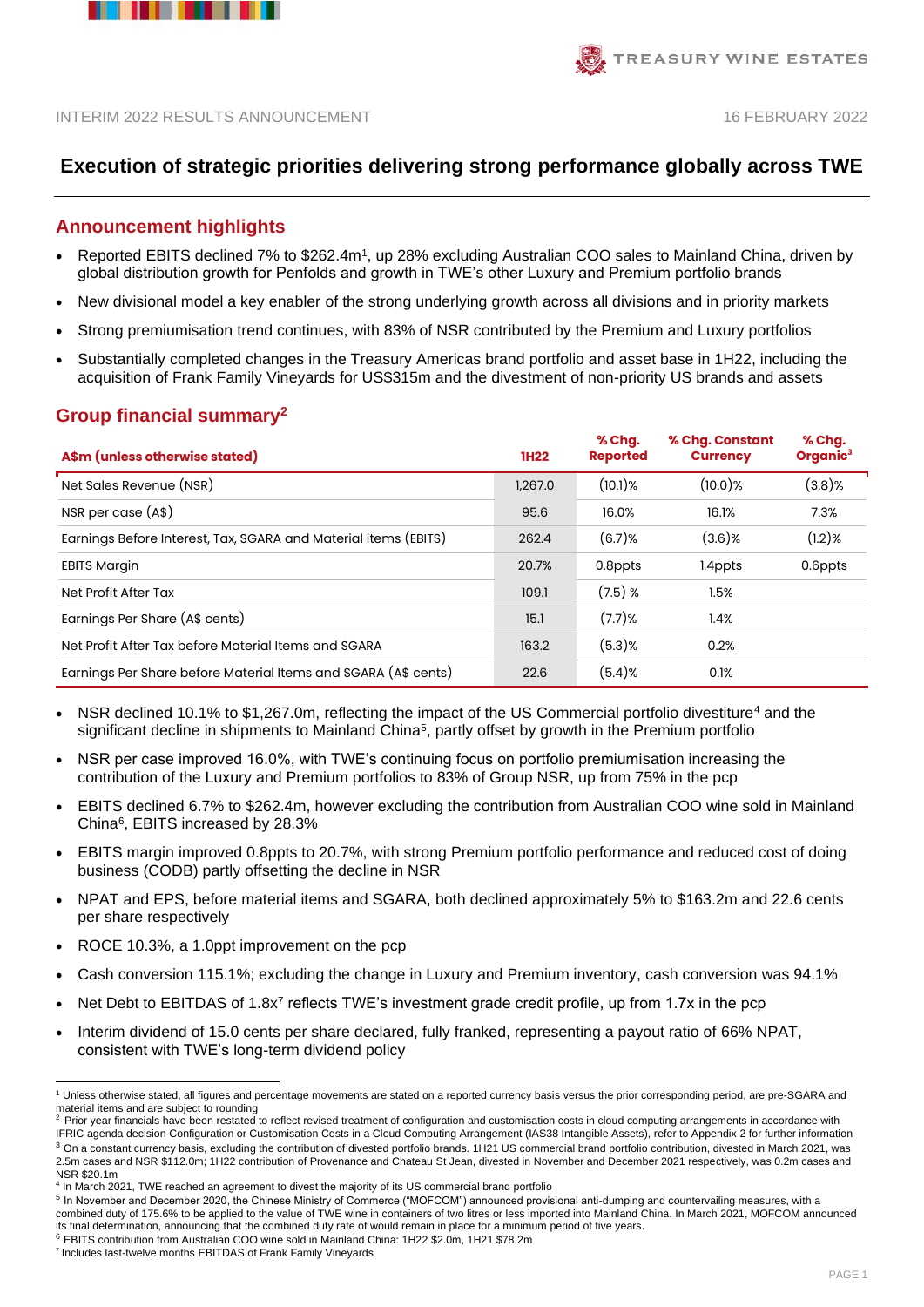INTERIM 2022 RESULTS ANNOUNCEMENT 16 FEBRUARY 2022

# Execution of strategic priorities delivering strong performance globally across TWE

## Announcement highlights

- Reported EBITS declined 7% to $262.4m[1], up 28% excluding Australian COO sales to Mainland China, driven by global distribution growth for Penfolds and growth in TWE's other Luxury and Premium portfolio brands
- New divisional model a key enabler of the strong underlying growth across all divisions and in priority markets
- Strong premiumisation trend continues, with 83% of NSR contributed by the Premium and Luxury portfolios
- Substantially completed changes in the Treasury Americas brand portfolio and asset base in 1H22, including the acquisition of Frank Family Vineyards for US$315m and the divestment of non-priority US brands and assets

## Group financial summary[2]

| A$m (unless otherwise stated) | 1H22 | % Chg. Reported | % Chg. Constant Currency | % Chg. Organic[3] |
|---|---|---|---|---|
| Net Sales Revenue (NSR) | 1,267.0 | (10.1)% | (10.0)% | (3.8)% |
| NSR per case (A$) | 95.6 | 16.0% | 16.1% | 7.3% |
| Earnings Before Interest, Tax, SGARA and Material items (EBITS) | 262.4 | (6.7)% | (3.6)% | (1.2)% |
| EBITS Margin | 20.7% | 0.8ppts | 1.4ppts | 0.6ppts |
| Net Profit After Tax | 109.1 | (7.5) % | 1.5% | |
| Earnings Per Share (A$ cents) | 15.1 | (7.7)% | 1.4% | |
| Net Profit After Tax before Material Items and SGARA | 163.2 | (5.3)% | 0.2% | |
| Earnings Per Share before Material Items and SGARA (A$ cents) | 22.6 | (5.4)% | 0.1% | |

- NSR declined 10.1% to $1,267.0m, reflecting the impact of the US Commercial portfolio divestiture[4] and the significant decline in shipments to Mainland China[5], partly offset by growth in the Premium portfolio
- NSR per case improved 16.0%, with TWE's continuing focus on portfolio premiumisation increasing the contribution of the Luxury and Premium portfolios to 83% of Group NSR, up from 75% in the pcp
- EBITS declined 6.7% to $262.4m, however excluding the contribution from Australian COO wine sold in Mainland China[6], EBITS increased by 28.3%
- EBITS margin improved 0.8ppts to 20.7%, with strong Premium portfolio performance and reduced cost of doing business (CODB) partly offsetting the decline in NSR
- NPAT and EPS, before material items and SGARA, both declined approximately 5% to $163.2m and 22.6 cents per share respectively
- ROCE 10.3%, a 1.0ppt improvement on the pcp
- Cash conversion 115.1%; excluding the change in Luxury and Premium inventory, cash conversion was 94.1%
- Net Debt to EBITDAS of 1.8x[7] reflects TWE's investment grade credit profile, up from 1.7x in the pcp
- Interim dividend of 15.0 cents per share declared, fully franked, representing a payout ratio of 66% NPAT, consistent with TWE's long-term dividend policy

---

[1] Unless otherwise stated, all figures and percentage movements are stated on a reported currency basis versus the prior corresponding period, are pre-SGARA and material items and are subject to rounding

[2] Prior year financials have been restated to reflect revised treatment of configuration and customisation costs in cloud computing arrangements in accordance with IFRIC agenda decision Configuration or Customisation Costs in a Cloud Computing Arrangement (IAS38 Intangible Assets), refer to Appendix 2 for further information

[3] On a constant currency basis, excluding the contribution of divested portfolio brands. 1H21 US commercial brand portfolio contribution, divested in March 2021, was 2.5m cases and NSR $112.0m; 1H22 contribution of Provenance and Chateau St Jean, divested in November and December 2021 respectively, was 0.2m cases and NSR $20.1m

[4] In March 2021, TWE reached an agreement to divest the majority of its US commercial brand portfolio

[5] In November and December 2020, the Chinese Ministry of Commerce ("MOFCOM") announced provisional anti-dumping and countervailing measures, with a combined duty of 175.6% to be applied to the value of TWE wine in containers of two litres or less imported into Mainland China. In March 2021, MOFCOM announced its final determination, announcing that the combined duty rate of would remain in place for a minimum period of five years.

[6] EBITS contribution from Australian COO wine sold in Mainland China: 1H22 $2.0m, 1H21 $78.2m

[7] Includes last-twelve months EBITDAS of Frank Family Vineyards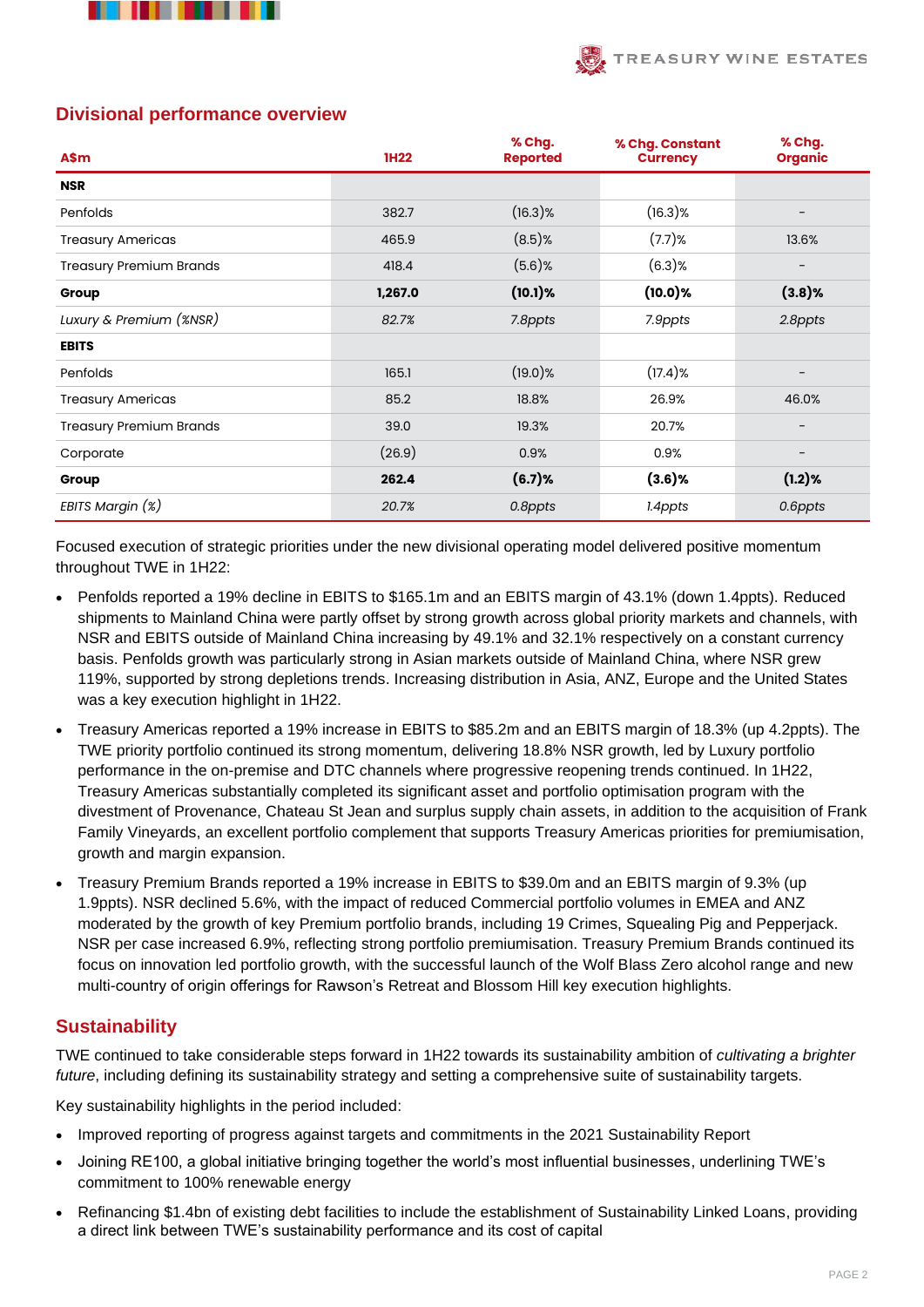## Divisional performance overview

| A$m | 1H22 | % Chg. Reported | % Chg. Constant Currency | % Chg. Organic |
|---|---|---|---|---|
| **NSR** | | | | |
| Penfolds | 382.7 | (16.3)% | (16.3)% | – |
| Treasury Americas | 465.9 | (8.5)% | (7.7)% | 13.6% |
| Treasury Premium Brands | 418.4 | (5.6)% | (6.3)% | – |
| **Group** | **1,267.0** | **(10.1)%** | **(10.0)%** | **(3.8)%** |
| *Luxury & Premium (%NSR)* | *82.7%* | *7.8ppts* | *7.9ppts* | *2.8ppts* |
| **EBITS** | | | | |
| Penfolds | 165.1 | (19.0)% | (17.4)% | – |
| Treasury Americas | 85.2 | 18.8% | 26.9% | 46.0% |
| Treasury Premium Brands | 39.0 | 19.3% | 20.7% | – |
| Corporate | (26.9) | 0.9% | 0.9% | – |
| **Group** | **262.4** | **(6.7)%** | **(3.6)%** | **(1.2)%** |
| *EBITS Margin (%)* | *20.7%* | *0.8ppts* | *1.4ppts* | *0.6ppts* |

Focused execution of strategic priorities under the new divisional operating model delivered positive momentum throughout TWE in 1H22:

- Penfolds reported a 19% decline in EBITS to $165.1m and an EBITS margin of 43.1% (down 1.4ppts). Reduced shipments to Mainland China were partly offset by strong growth across global priority markets and channels, with NSR and EBITS outside of Mainland China increasing by 49.1% and 32.1% respectively on a constant currency basis. Penfolds growth was particularly strong in Asian markets outside of Mainland China, where NSR grew 119%, supported by strong depletions trends. Increasing distribution in Asia, ANZ, Europe and the United States was a key execution highlight in 1H22.
- Treasury Americas reported a 19% increase in EBITS to $85.2m and an EBITS margin of 18.3% (up 4.2ppts). The TWE priority portfolio continued its strong momentum, delivering 18.8% NSR growth, led by Luxury portfolio performance in the on-premise and DTC channels where progressive reopening trends continued. In 1H22, Treasury Americas substantially completed its significant asset and portfolio optimisation program with the divestment of Provenance, Chateau St Jean and surplus supply chain assets, in addition to the acquisition of Frank Family Vineyards, an excellent portfolio complement that supports Treasury Americas priorities for premiumisation, growth and margin expansion.
- Treasury Premium Brands reported a 19% increase in EBITS to $39.0m and an EBITS margin of 9.3% (up 1.9ppts). NSR declined 5.6%, with the impact of reduced Commercial portfolio volumes in EMEA and ANZ moderated by the growth of key Premium portfolio brands, including 19 Crimes, Squealing Pig and Pepperjack. NSR per case increased 6.9%, reflecting strong portfolio premiumisation. Treasury Premium Brands continued its focus on innovation led portfolio growth, with the successful launch of the Wolf Blass Zero alcohol range and new multi-country of origin offerings for Rawson's Retreat and Blossom Hill key execution highlights.

## Sustainability

TWE continued to take considerable steps forward in 1H22 towards its sustainability ambition of *cultivating a brighter future*, including defining its sustainability strategy and setting a comprehensive suite of sustainability targets.

Key sustainability highlights in the period included:

- Improved reporting of progress against targets and commitments in the 2021 Sustainability Report
- Joining RE100, a global initiative bringing together the world's most influential businesses, underlining TWE's commitment to 100% renewable energy
- Refinancing $1.4bn of existing debt facilities to include the establishment of Sustainability Linked Loans, providing a direct link between TWE's sustainability performance and its cost of capital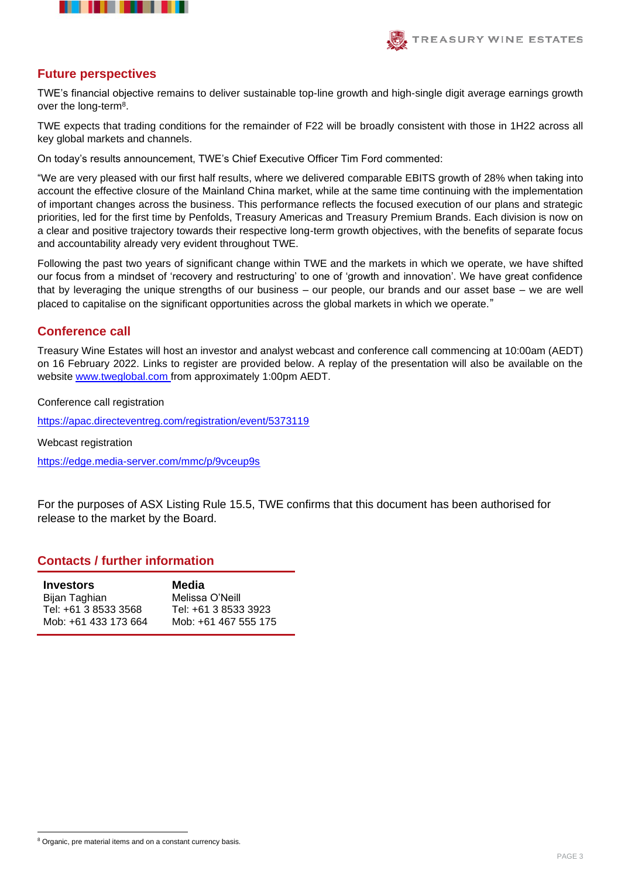## Future perspectives

TWE's financial objective remains to deliver sustainable top-line growth and high-single digit average earnings growth over the long-term[8].

TWE expects that trading conditions for the remainder of F22 will be broadly consistent with those in 1H22 across all key global markets and channels.

On today's results announcement, TWE's Chief Executive Officer Tim Ford commented:

"We are very pleased with our first half results, where we delivered comparable EBITS growth of 28% when taking into account the effective closure of the Mainland China market, while at the same time continuing with the implementation of important changes across the business. This performance reflects the focused execution of our plans and strategic priorities, led for the first time by Penfolds, Treasury Americas and Treasury Premium Brands. Each division is now on a clear and positive trajectory towards their respective long-term growth objectives, with the benefits of separate focus and accountability already very evident throughout TWE.

Following the past two years of significant change within TWE and the markets in which we operate, we have shifted our focus from a mindset of 'recovery and restructuring' to one of 'growth and innovation'. We have great confidence that by leveraging the unique strengths of our business – our people, our brands and our asset base – we are well placed to capitalise on the significant opportunities across the global markets in which we operate."

## Conference call

Treasury Wine Estates will host an investor and analyst webcast and conference call commencing at 10:00am (AEDT) on 16 February 2022. Links to register are provided below. A replay of the presentation will also be available on the website [www.tweglobal.com](http://www.tweglobal.com) from approximately 1:00pm AEDT.

Conference call registration

https://apac.directeventreg.com/registration/event/5373119

Webcast registration

https://edge.media-server.com/mmc/p/9vceup9s

For the purposes of ASX Listing Rule 15.5, TWE confirms that this document has been authorised for release to the market by the Board.

## Contacts / further information

| **Investors** | **Media** |
|---|---|
| Bijan Taghian | Melissa O'Neill |
| Tel: +61 3 8533 3568 | Tel: +61 3 8533 3923 |
| Mob: +61 433 173 664 | Mob: +61 467 555 175 |

[8] Organic, pre material items and on a constant currency basis.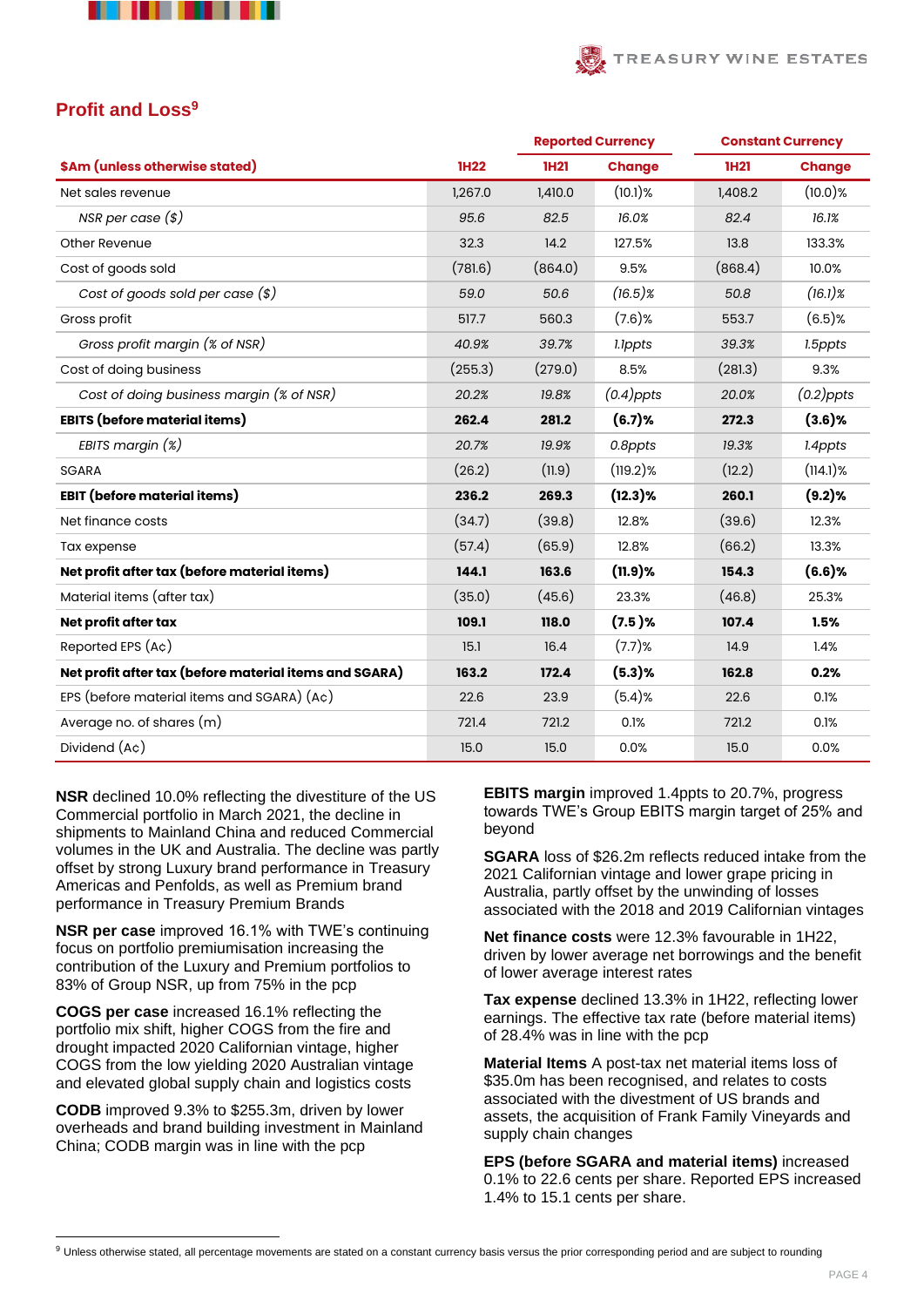## Profit and Loss[9]

| $Am (unless otherwise stated) | 1H22 | Reported Currency 1H21 | Reported Currency Change | Constant Currency 1H21 | Constant Currency Change |
|---|---|---|---|---|---|
| Net sales revenue | 1,267.0 | 1,410.0 | (10.1)% | 1,408.2 | (10.0)% |
| *NSR per case ($)* | *95.6* | *82.5* | *16.0%* | *82.4* | *16.1%* |
| Other Revenue | 32.3 | 14.2 | 127.5% | 13.8 | 133.3% |
| Cost of goods sold | (781.6) | (864.0) | 9.5% | (868.4) | 10.0% |
| *Cost of goods sold per case ($)* | *59.0* | *50.6* | *(16.5)%* | *50.8* | *(16.1)%* |
| Gross profit | 517.7 | 560.3 | (7.6)% | 553.7 | (6.5)% |
| *Gross profit margin (% of NSR)* | *40.9%* | *39.7%* | *1.1ppts* | *39.3%* | *1.5ppts* |
| Cost of doing business | (255.3) | (279.0) | 8.5% | (281.3) | 9.3% |
| *Cost of doing business margin (% of NSR)* | *20.2%* | *19.8%* | *(0.4)ppts* | *20.0%* | *(0.2)ppts* |
| **EBITS (before material items)** | **262.4** | **281.2** | **(6.7)%** | **272.3** | **(3.6)%** |
| *EBITS margin (%)* | *20.7%* | *19.9%* | *0.8ppts* | *19.3%* | *1.4ppts* |
| SGARA | (26.2) | (11.9) | (119.2)% | (12.2) | (114.1)% |
| **EBIT (before material items)** | **236.2** | **269.3** | **(12.3)%** | **260.1** | **(9.2)%** |
| Net finance costs | (34.7) | (39.8) | 12.8% | (39.6) | 12.3% |
| Tax expense | (57.4) | (65.9) | 12.8% | (66.2) | 13.3% |
| **Net profit after tax (before material items)** | **144.1** | **163.6** | **(11.9)%** | **154.3** | **(6.6)%** |
| Material items (after tax) | (35.0) | (45.6) | 23.3% | (46.8) | 25.3% |
| **Net profit after tax** | **109.1** | **118.0** | **(7.5 )%** | **107.4** | **1.5%** |
| Reported EPS (Ac) | 15.1 | 16.4 | (7.7)% | 14.9 | 1.4% |
| **Net profit after tax (before material items and SGARA)** | **163.2** | **172.4** | **(5.3)%** | **162.8** | **0.2%** |
| EPS (before material items and SGARA) (Ac) | 22.6 | 23.9 | (5.4)% | 22.6 | 0.1% |
| Average no. of shares (m) | 721.4 | 721.2 | 0.1% | 721.2 | 0.1% |
| Dividend (Ac) | 15.0 | 15.0 | 0.0% | 15.0 | 0.0% |

**NSR** declined 10.0% reflecting the divestiture of the US Commercial portfolio in March 2021, the decline in shipments to Mainland China and reduced Commercial volumes in the UK and Australia. The decline was partly offset by strong Luxury brand performance in Treasury Americas and Penfolds, as well as Premium brand performance in Treasury Premium Brands

**NSR per case** improved 16.1% with TWE's continuing focus on portfolio premiumisation increasing the contribution of the Luxury and Premium portfolios to 83% of Group NSR, up from 75% in the pcp

**COGS per case** increased 16.1% reflecting the portfolio mix shift, higher COGS from the fire and drought impacted 2020 Californian vintage, higher COGS from the low yielding 2020 Australian vintage and elevated global supply chain and logistics costs

**CODB** improved 9.3% to $255.3m, driven by lower overheads and brand building investment in Mainland China; CODB margin was in line with the pcp

**EBITS margin** improved 1.4ppts to 20.7%, progress towards TWE's Group EBITS margin target of 25% and beyond

**SGARA** loss of $26.2m reflects reduced intake from the 2021 Californian vintage and lower grape pricing in Australia, partly offset by the unwinding of losses associated with the 2018 and 2019 Californian vintages

**Net finance costs** were 12.3% favourable in 1H22, driven by lower average net borrowings and the benefit of lower average interest rates

**Tax expense** declined 13.3% in 1H22, reflecting lower earnings. The effective tax rate (before material items) of 28.4% was in line with the pcp

**Material Items** A post-tax net material items loss of $35.0m has been recognised, and relates to costs associated with the divestment of US brands and assets, the acquisition of Frank Family Vineyards and supply chain changes

**EPS (before SGARA and material items)** increased 0.1% to 22.6 cents per share. Reported EPS increased 1.4% to 15.1 cents per share.

[9] Unless otherwise stated, all percentage movements are stated on a constant currency basis versus the prior corresponding period and are subject to rounding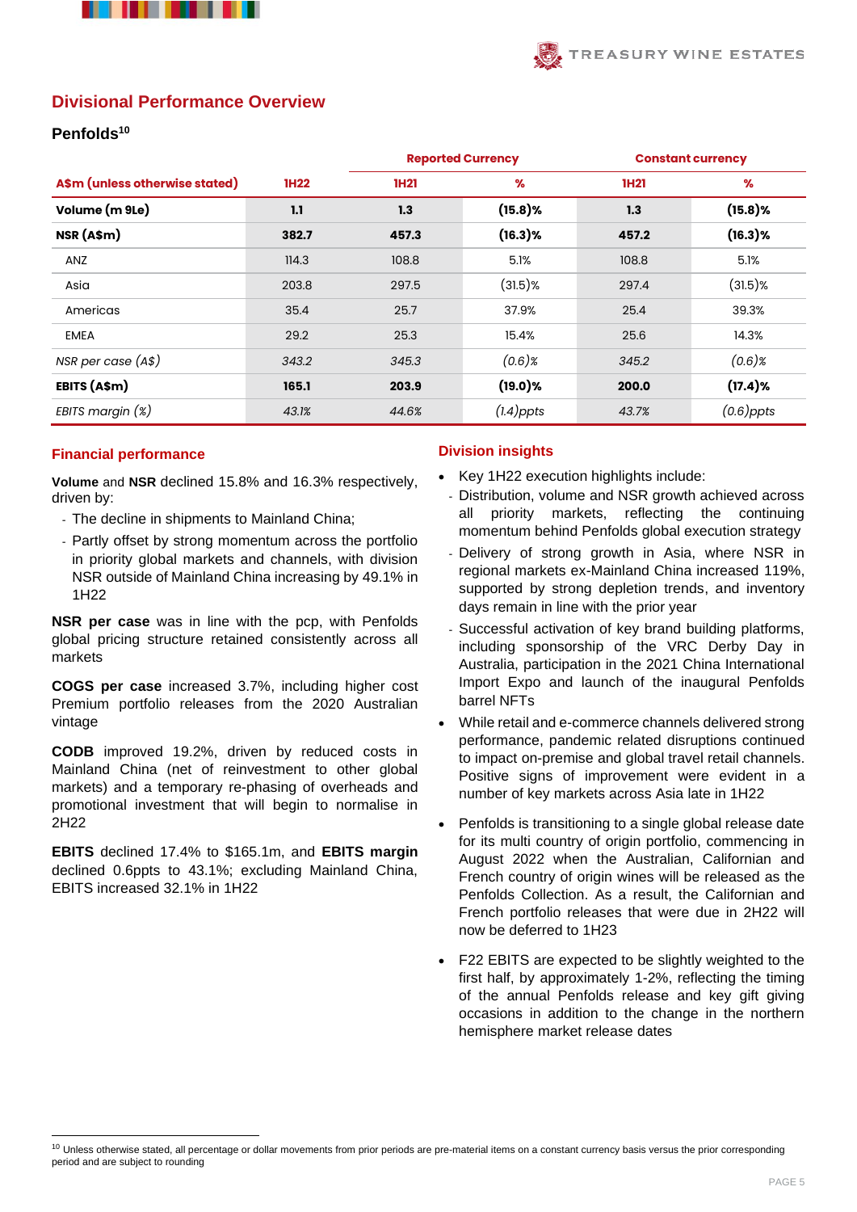## Divisional Performance Overview

### Penfolds[10]

| A$m (unless otherwise stated) | 1H22 | Reported Currency | | Constant currency | |
|---|---|---|---|---|---|
| | | 1H21 | % | 1H21 | % |
| **Volume (m 9Le)** | **1.1** | **1.3** | **(15.8)%** | **1.3** | **(15.8)%** |
| **NSR (A$m)** | **382.7** | **457.3** | **(16.3)%** | **457.2** | **(16.3)%** |
| ANZ | 114.3 | 108.8 | 5.1% | 108.8 | 5.1% |
| Asia | 203.8 | 297.5 | (31.5)% | 297.4 | (31.5)% |
| Americas | 35.4 | 25.7 | 37.9% | 25.4 | 39.3% |
| EMEA | 29.2 | 25.3 | 15.4% | 25.6 | 14.3% |
| *NSR per case (A$)* | *343.2* | *345.3* | *(0.6)%* | *345.2* | *(0.6)%* |
| **EBITS (A$m)** | **165.1** | **203.9** | **(19.0)%** | **200.0** | **(17.4)%** |
| *EBITS margin (%)* | *43.1%* | *44.6%* | *(1.4)ppts* | *43.7%* | *(0.6)ppts* |

#### Financial performance

**Volume** and **NSR** declined 15.8% and 16.3% respectively, driven by:

- The decline in shipments to Mainland China;
- Partly offset by strong momentum across the portfolio in priority global markets and channels, with division NSR outside of Mainland China increasing by 49.1% in 1H22

**NSR per case** was in line with the pcp, with Penfolds global pricing structure retained consistently across all markets

**COGS per case** increased 3.7%, including higher cost Premium portfolio releases from the 2020 Australian vintage

**CODB** improved 19.2%, driven by reduced costs in Mainland China (net of reinvestment to other global markets) and a temporary re-phasing of overheads and promotional investment that will begin to normalise in 2H22

**EBITS** declined 17.4% to $165.1m, and **EBITS margin** declined 0.6ppts to 43.1%; excluding Mainland China, EBITS increased 32.1% in 1H22

#### Division insights

- Key 1H22 execution highlights include:
  - Distribution, volume and NSR growth achieved across all priority markets, reflecting the continuing momentum behind Penfolds global execution strategy
  - Delivery of strong growth in Asia, where NSR in regional markets ex-Mainland China increased 119%, supported by strong depletion trends, and inventory days remain in line with the prior year
  - Successful activation of key brand building platforms, including sponsorship of the VRC Derby Day in Australia, participation in the 2021 China International Import Expo and launch of the inaugural Penfolds barrel NFTs
- While retail and e-commerce channels delivered strong performance, pandemic related disruptions continued to impact on-premise and global travel retail channels. Positive signs of improvement were evident in a number of key markets across Asia late in 1H22
- Penfolds is transitioning to a single global release date for its multi country of origin portfolio, commencing in August 2022 when the Australian, Californian and French country of origin wines will be released as the Penfolds Collection. As a result, the Californian and French portfolio releases that were due in 2H22 will now be deferred to 1H23
- F22 EBITS are expected to be slightly weighted to the first half, by approximately 1-2%, reflecting the timing of the annual Penfolds release and key gift giving occasions in addition to the change in the northern hemisphere market release dates

[10] Unless otherwise stated, all percentage or dollar movements from prior periods are pre-material items on a constant currency basis versus the prior corresponding period and are subject to rounding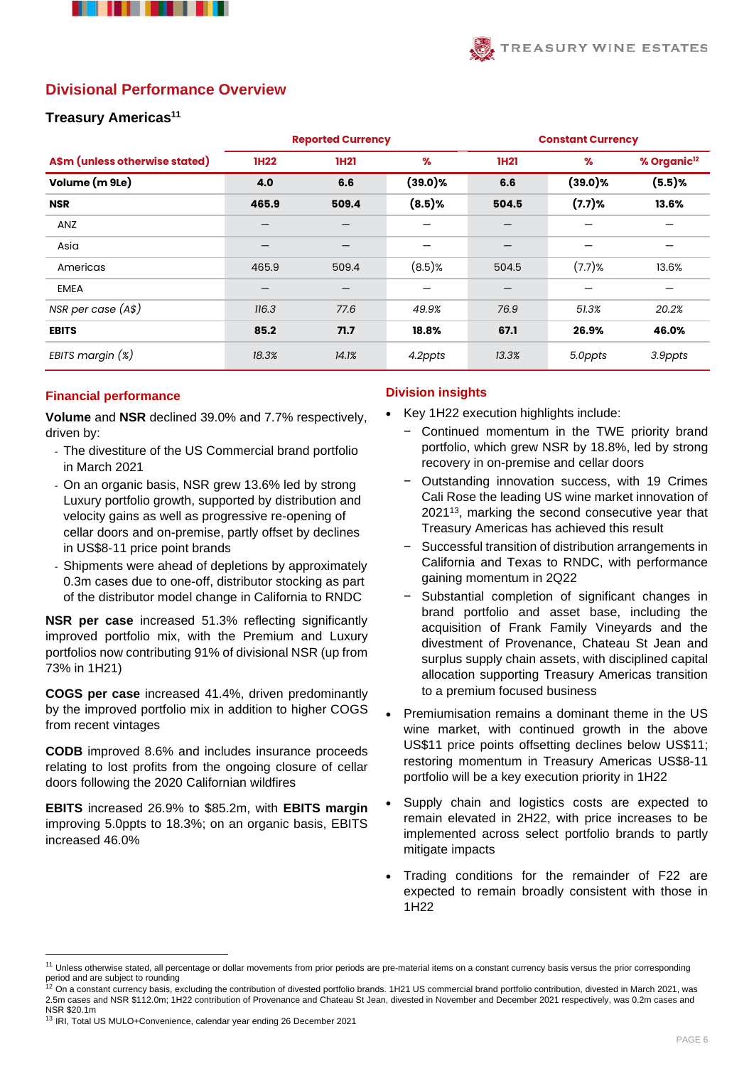## Divisional Performance Overview

### Treasury Americas[11]

| | Reported Currency | | | Constant Currency | | |
|---|---|---|---|---|---|---|
| **A$m (unless otherwise stated)** | **1H22** | **1H21** | **%** | **1H21** | **%** | **% Organic[12]** |
| **Volume (m 9Le)** | **4.0** | **6.6** | **(39.0)%** | **6.6** | **(39.0)%** | **(5.5)%** |
| **NSR** | **465.9** | **509.4** | **(8.5)%** | **504.5** | **(7.7)%** | **13.6%** |
| ANZ | – | – | – | – | – | – |
| Asia | – | – | – | – | – | – |
| Americas | 465.9 | 509.4 | (8.5)% | 504.5 | (7.7)% | 13.6% |
| EMEA | – | – | – | – | – | – |
| *NSR per case (A$)* | *116.3* | *77.6* | *49.9%* | *76.9* | *51.3%* | *20.2%* |
| **EBITS** | **85.2** | **71.7** | **18.8%** | **67.1** | **26.9%** | **46.0%** |
| *EBITS margin (%)* | *18.3%* | *14.1%* | *4.2ppts* | *13.3%* | *5.0ppts* | *3.9ppts* |

#### Financial performance

**Volume** and **NSR** declined 39.0% and 7.7% respectively, driven by:

- The divestiture of the US Commercial brand portfolio in March 2021
- On an organic basis, NSR grew 13.6% led by strong Luxury portfolio growth, supported by distribution and velocity gains as well as progressive re-opening of cellar doors and on-premise, partly offset by declines in US$8-11 price point brands
- Shipments were ahead of depletions by approximately 0.3m cases due to one-off, distributor stocking as part of the distributor model change in California to RNDC

**NSR per case** increased 51.3% reflecting significantly improved portfolio mix, with the Premium and Luxury portfolios now contributing 91% of divisional NSR (up from 73% in 1H21)

**COGS per case** increased 41.4%, driven predominantly by the improved portfolio mix in addition to higher COGS from recent vintages

**CODB** improved 8.6% and includes insurance proceeds relating to lost profits from the ongoing closure of cellar doors following the 2020 Californian wildfires

**EBITS** increased 26.9% to $85.2m, with **EBITS margin** improving 5.0ppts to 18.3%; on an organic basis, EBITS increased 46.0%

#### Division insights

- Key 1H22 execution highlights include:
  - Continued momentum in the TWE priority brand portfolio, which grew NSR by 18.8%, led by strong recovery in on-premise and cellar doors
  - Outstanding innovation success, with 19 Crimes Cali Rose the leading US wine market innovation of 2021[13], marking the second consecutive year that Treasury Americas has achieved this result
  - Successful transition of distribution arrangements in California and Texas to RNDC, with performance gaining momentum in 2Q22
  - Substantial completion of significant changes in brand portfolio and asset base, including the acquisition of Frank Family Vineyards and the divestment of Provenance, Chateau St Jean and surplus supply chain assets, with disciplined capital allocation supporting Treasury Americas transition to a premium focused business
- Premiumisation remains a dominant theme in the US wine market, with continued growth in the above US$11 price points offsetting declines below US$11; restoring momentum in Treasury Americas US$8-11 portfolio will be a key execution priority in 1H22
- Supply chain and logistics costs are expected to remain elevated in 2H22, with price increases to be implemented across select portfolio brands to partly mitigate impacts
- Trading conditions for the remainder of F22 are expected to remain broadly consistent with those in 1H22

---

[11] Unless otherwise stated, all percentage or dollar movements from prior periods are pre-material items on a constant currency basis versus the prior corresponding period and are subject to rounding

[12] On a constant currency basis, excluding the contribution of divested portfolio brands. 1H21 US commercial brand portfolio contribution, divested in March 2021, was 2.5m cases and NSR $112.0m; 1H22 contribution of Provenance and Chateau St Jean, divested in November and December 2021 respectively, was 0.2m cases and NSR $20.1m

[13] IRI, Total US MULO+Convenience, calendar year ending 26 December 2021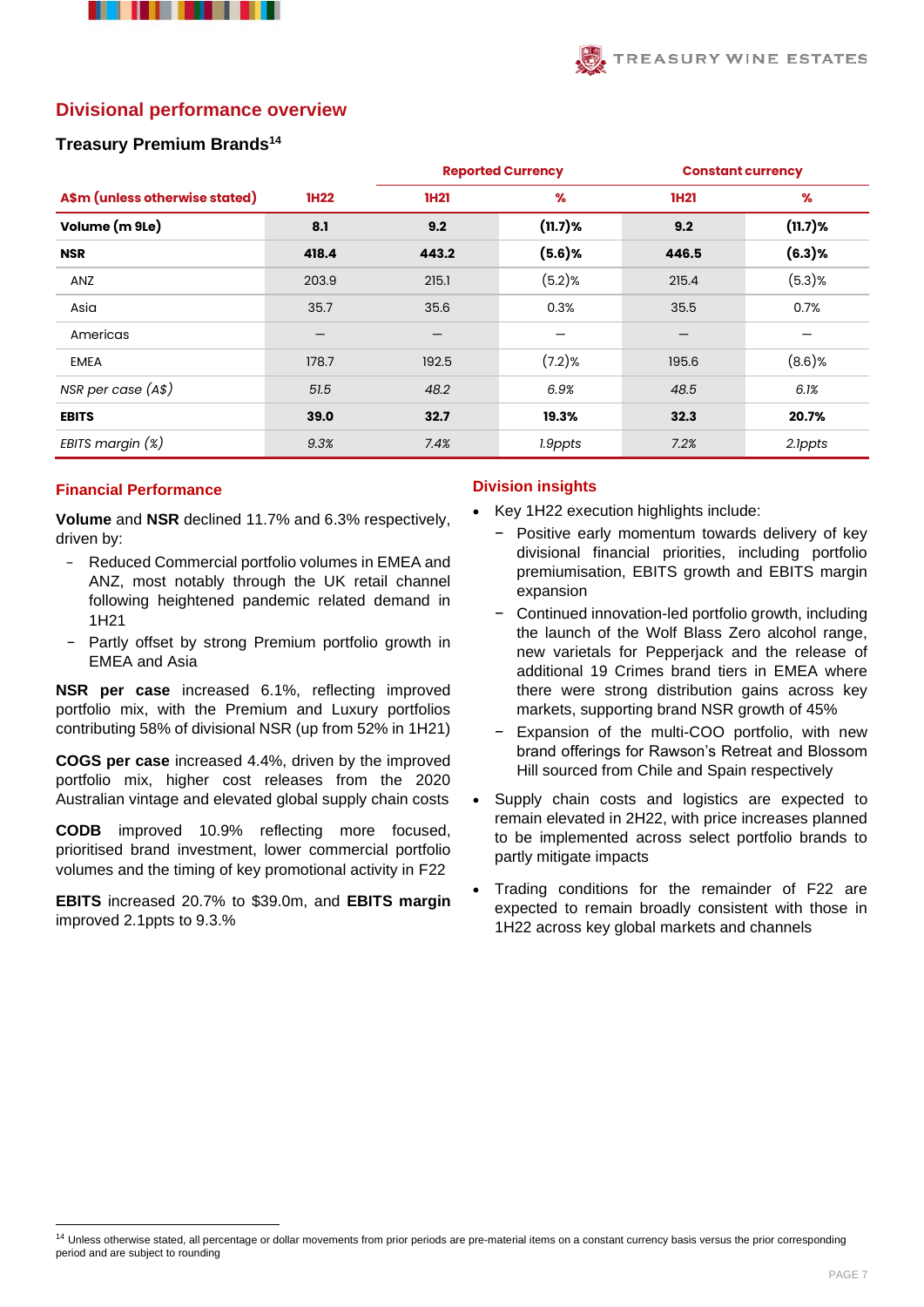## Divisional performance overview

### Treasury Premium Brands[14]

| A$m (unless otherwise stated) | 1H22 | Reported Currency | | Constant currency | |
|---|---|---|---|---|---|
| | | 1H21 | % | 1H21 | % |
| **Volume (m 9Le)** | **8.1** | **9.2** | **(11.7)%** | **9.2** | **(11.7)%** |
| **NSR** | **418.4** | **443.2** | **(5.6)%** | **446.5** | **(6.3)%** |
| ANZ | 203.9 | 215.1 | (5.2)% | 215.4 | (5.3)% |
| Asia | 35.7 | 35.6 | 0.3% | 35.5 | 0.7% |
| Americas | – | – | – | – | – |
| EMEA | 178.7 | 192.5 | (7.2)% | 195.6 | (8.6)% |
| *NSR per case (A$)* | *51.5* | *48.2* | *6.9%* | *48.5* | *6.1%* |
| **EBITS** | **39.0** | **32.7** | **19.3%** | **32.3** | **20.7%** |
| *EBITS margin (%)* | *9.3%* | *7.4%* | *1.9ppts* | *7.2%* | *2.1ppts* |

#### Financial Performance

**Volume** and **NSR** declined 11.7% and 6.3% respectively, driven by:

- Reduced Commercial portfolio volumes in EMEA and ANZ, most notably through the UK retail channel following heightened pandemic related demand in 1H21
- Partly offset by strong Premium portfolio growth in EMEA and Asia

**NSR per case** increased 6.1%, reflecting improved portfolio mix, with the Premium and Luxury portfolios contributing 58% of divisional NSR (up from 52% in 1H21)

**COGS per case** increased 4.4%, driven by the improved portfolio mix, higher cost releases from the 2020 Australian vintage and elevated global supply chain costs

**CODB** improved 10.9% reflecting more focused, prioritised brand investment, lower commercial portfolio volumes and the timing of key promotional activity in F22

**EBITS** increased 20.7% to $39.0m, and **EBITS margin** improved 2.1ppts to 9.3.%

#### Division insights

- Key 1H22 execution highlights include:
  - Positive early momentum towards delivery of key divisional financial priorities, including portfolio premiumisation, EBITS growth and EBITS margin expansion
  - Continued innovation-led portfolio growth, including the launch of the Wolf Blass Zero alcohol range, new varietals for Pepperjack and the release of additional 19 Crimes brand tiers in EMEA where there were strong distribution gains across key markets, supporting brand NSR growth of 45%
  - Expansion of the multi-COO portfolio, with new brand offerings for Rawson's Retreat and Blossom Hill sourced from Chile and Spain respectively
- Supply chain costs and logistics are expected to remain elevated in 2H22, with price increases planned to be implemented across select portfolio brands to partly mitigate impacts
- Trading conditions for the remainder of F22 are expected to remain broadly consistent with those in 1H22 across key global markets and channels

[14] Unless otherwise stated, all percentage or dollar movements from prior periods are pre-material items on a constant currency basis versus the prior corresponding period and are subject to rounding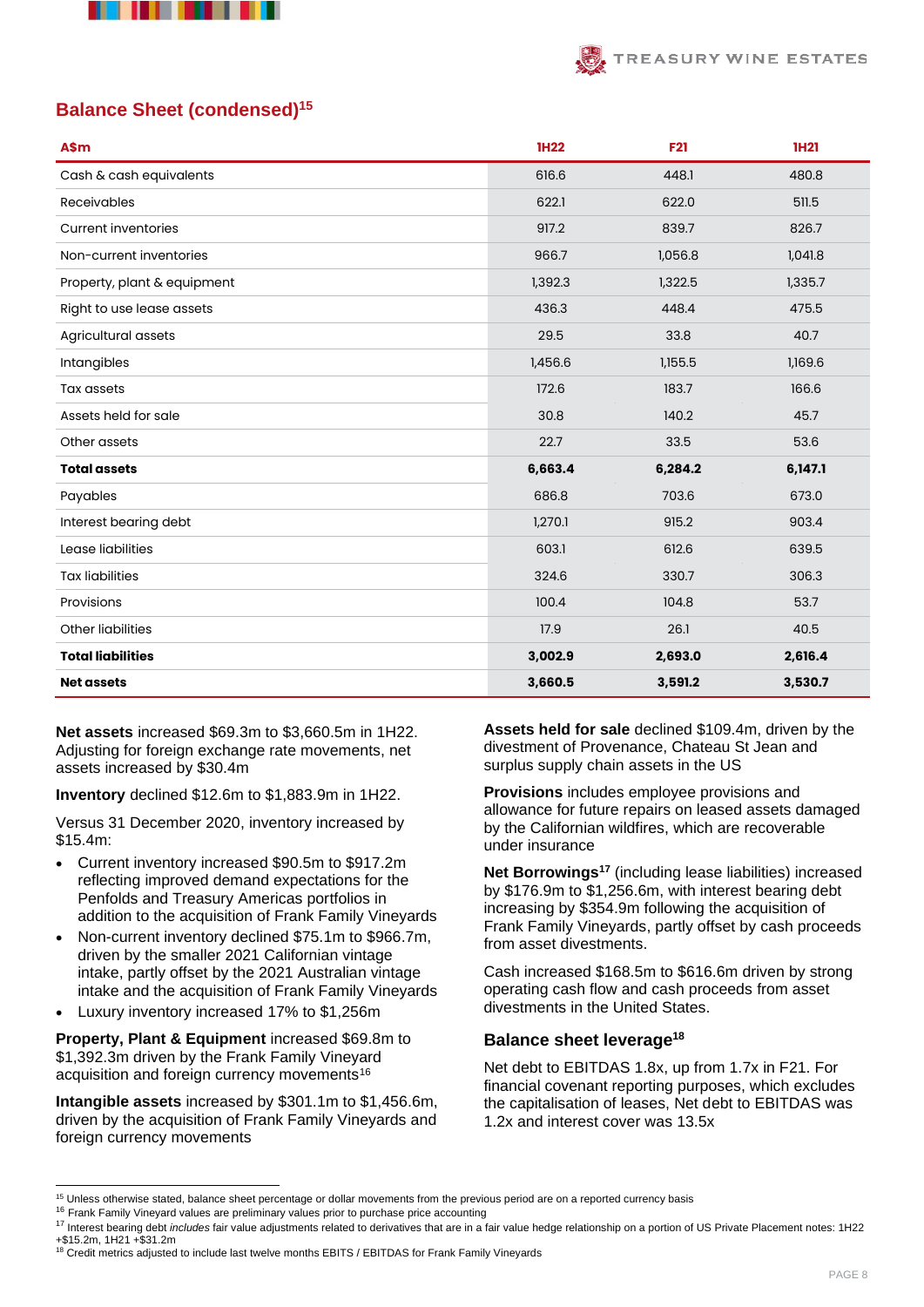## Balance Sheet (condensed)[15]

| A$m | 1H22 | F21 | 1H21 |
|---|---|---|---|
| Cash & cash equivalents | 616.6 | 448.1 | 480.8 |
| Receivables | 622.1 | 622.0 | 511.5 |
| Current inventories | 917.2 | 839.7 | 826.7 |
| Non-current inventories | 966.7 | 1,056.8 | 1,041.8 |
| Property, plant & equipment | 1,392.3 | 1,322.5 | 1,335.7 |
| Right to use lease assets | 436.3 | 448.4 | 475.5 |
| Agricultural assets | 29.5 | 33.8 | 40.7 |
| Intangibles | 1,456.6 | 1,155.5 | 1,169.6 |
| Tax assets | 172.6 | 183.7 | 166.6 |
| Assets held for sale | 30.8 | 140.2 | 45.7 |
| Other assets | 22.7 | 33.5 | 53.6 |
| **Total assets** | **6,663.4** | **6,284.2** | **6,147.1** |
| Payables | 686.8 | 703.6 | 673.0 |
| Interest bearing debt | 1,270.1 | 915.2 | 903.4 |
| Lease liabilities | 603.1 | 612.6 | 639.5 |
| Tax liabilities | 324.6 | 330.7 | 306.3 |
| Provisions | 100.4 | 104.8 | 53.7 |
| Other liabilities | 17.9 | 26.1 | 40.5 |
| **Total liabilities** | **3,002.9** | **2,693.0** | **2,616.4** |
| **Net assets** | **3,660.5** | **3,591.2** | **3,530.7** |

**Net assets** increased $69.3m to $3,660.5m in 1H22. Adjusting for foreign exchange rate movements, net assets increased by $30.4m

**Inventory** declined $12.6m to $1,883.9m in 1H22.

Versus 31 December 2020, inventory increased by $15.4m:

- Current inventory increased $90.5m to $917.2m reflecting improved demand expectations for the Penfolds and Treasury Americas portfolios in addition to the acquisition of Frank Family Vineyards
- Non-current inventory declined $75.1m to $966.7m, driven by the smaller 2021 Californian vintage intake, partly offset by the 2021 Australian vintage intake and the acquisition of Frank Family Vineyards
- Luxury inventory increased 17% to $1,256m

**Property, Plant & Equipment** increased $69.8m to $1,392.3m driven by the Frank Family Vineyard acquisition and foreign currency movements[16]

**Intangible assets** increased by $301.1m to $1,456.6m, driven by the acquisition of Frank Family Vineyards and foreign currency movements

**Assets held for sale** declined $109.4m, driven by the divestment of Provenance, Chateau St Jean and surplus supply chain assets in the US

**Provisions** includes employee provisions and allowance for future repairs on leased assets damaged by the Californian wildfires, which are recoverable under insurance

**Net Borrowings**[17] (including lease liabilities) increased by $176.9m to $1,256.6m, with interest bearing debt increasing by $354.9m following the acquisition of Frank Family Vineyards, partly offset by cash proceeds from asset divestments.

Cash increased $168.5m to $616.6m driven by strong operating cash flow and cash proceeds from asset divestments in the United States.

### Balance sheet leverage[18]

Net debt to EBITDAS 1.8x, up from 1.7x in F21. For financial covenant reporting purposes, which excludes the capitalisation of leases, Net debt to EBITDAS was 1.2x and interest cover was 13.5x

---

[15] Unless otherwise stated, balance sheet percentage or dollar movements from the previous period are on a reported currency basis
[16] Frank Family Vineyard values are preliminary values prior to purchase price accounting
[17] Interest bearing debt *includes* fair value adjustments related to derivatives that are in a fair value hedge relationship on a portion of US Private Placement notes: 1H22 +$15.2m, 1H21 +$31.2m
[18] Credit metrics adjusted to include last twelve months EBITS / EBITDAS for Frank Family Vineyards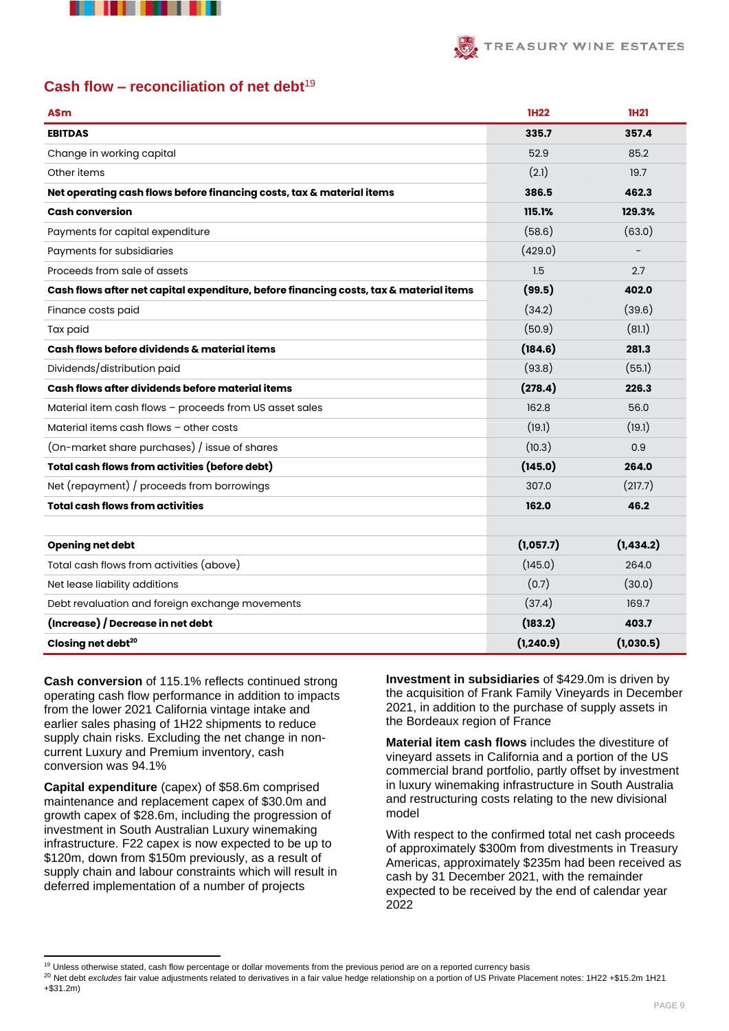## Cash flow – reconciliation of net debt[19]

| A$m | 1H22 | 1H21 |
|---|---|---|
| **EBITDAS** | **335.7** | **357.4** |
| Change in working capital | 52.9 | 85.2 |
| Other items | (2.1) | 19.7 |
| **Net operating cash flows before financing costs, tax & material items** | **386.5** | **462.3** |
| **Cash conversion** | **115.1%** | **129.3%** |
| Payments for capital expenditure | (58.6) | (63.0) |
| Payments for subsidiaries | (429.0) | - |
| Proceeds from sale of assets | 1.5 | 2.7 |
| **Cash flows after net capital expenditure, before financing costs, tax & material items** | **(99.5)** | **402.0** |
| Finance costs paid | (34.2) | (39.6) |
| Tax paid | (50.9) | (81.1) |
| **Cash flows before dividends & material items** | **(184.6)** | **281.3** |
| Dividends/distribution paid | (93.8) | (55.1) |
| **Cash flows after dividends before material items** | **(278.4)** | **226.3** |
| Material item cash flows – proceeds from US asset sales | 162.8 | 56.0 |
| Material items cash flows – other costs | (19.1) | (19.1) |
| (On-market share purchases) / issue of shares | (10.3) | 0.9 |
| **Total cash flows from activities (before debt)** | **(145.0)** | **264.0** |
| Net (repayment) / proceeds from borrowings | 307.0 | (217.7) |
| **Total cash flows from activities** | **162.0** | **46.2** |
| | | |
| **Opening net debt** | **(1,057.7)** | **(1,434.2)** |
| Total cash flows from activities (above) | (145.0) | 264.0 |
| Net lease liability additions | (0.7) | (30.0) |
| Debt revaluation and foreign exchange movements | (37.4) | 169.7 |
| **(Increase) / Decrease in net debt** | **(183.2)** | **403.7** |
| **Closing net debt[20]** | **(1,240.9)** | **(1,030.5)** |

**Cash conversion** of 115.1% reflects continued strong operating cash flow performance in addition to impacts from the lower 2021 California vintage intake and earlier sales phasing of 1H22 shipments to reduce supply chain risks. Excluding the net change in non-current Luxury and Premium inventory, cash conversion was 94.1%

**Capital expenditure** (capex) of $58.6m comprised maintenance and replacement capex of $30.0m and growth capex of $28.6m, including the progression of investment in South Australian Luxury winemaking infrastructure. F22 capex is now expected to be up to $120m, down from $150m previously, as a result of supply chain and labour constraints which will result in deferred implementation of a number of projects

**Investment in subsidiaries** of $429.0m is driven by the acquisition of Frank Family Vineyards in December 2021, in addition to the purchase of supply assets in the Bordeaux region of France

**Material item cash flows** includes the divestiture of vineyard assets in California and a portion of the US commercial brand portfolio, partly offset by investment in luxury winemaking infrastructure in South Australia and restructuring costs relating to the new divisional model

With respect to the confirmed total net cash proceeds of approximately $300m from divestments in Treasury Americas, approximately $235m had been received as cash by 31 December 2021, with the remainder expected to be received by the end of calendar year 2022

[19] Unless otherwise stated, cash flow percentage or dollar movements from the previous period are on a reported currency basis

[20] Net debt *excludes* fair value adjustments related to derivatives in a fair value hedge relationship on a portion of US Private Placement notes: 1H22 +$15.2m 1H21 +$31.2m)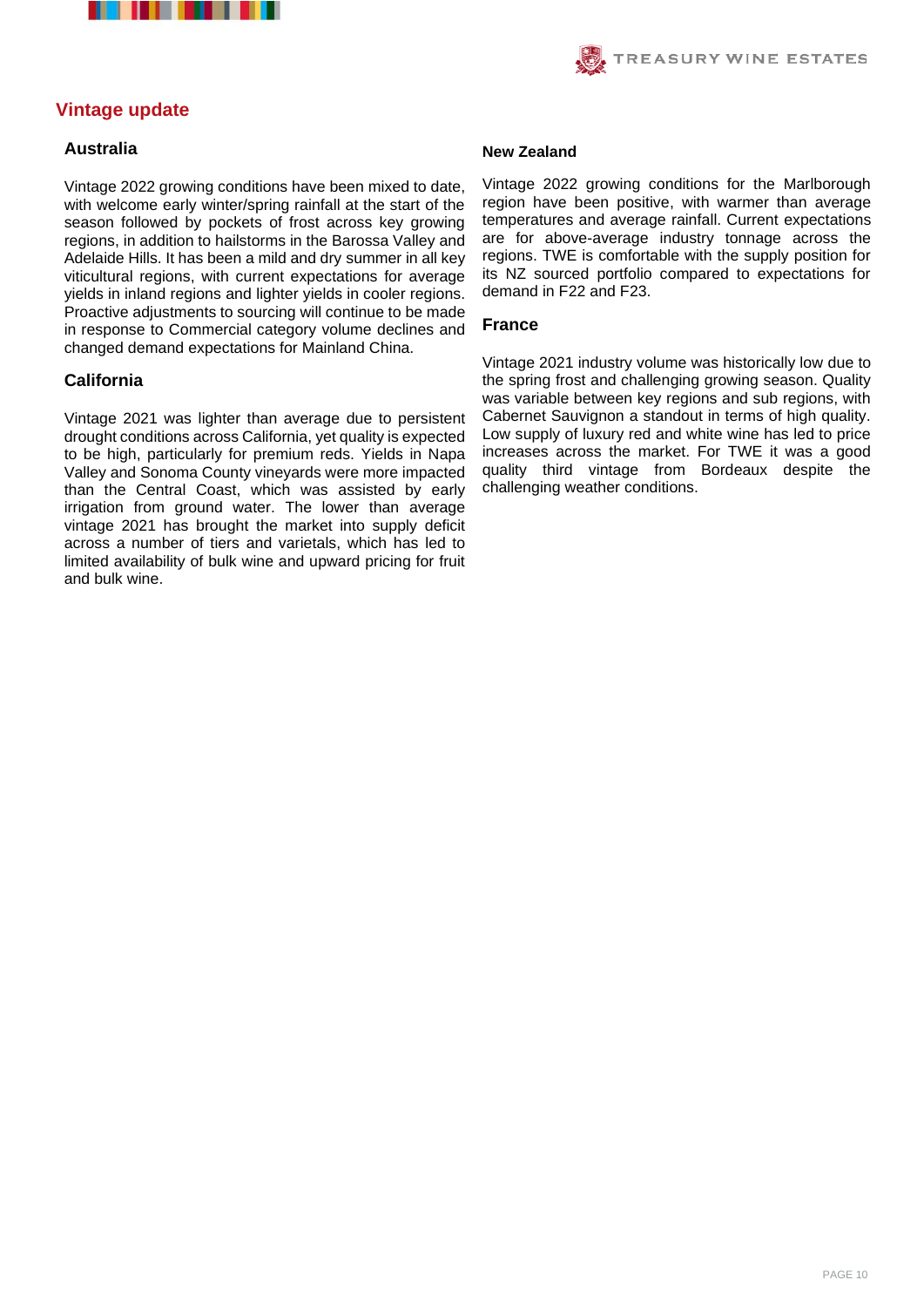## Vintage update

### Australia

Vintage 2022 growing conditions have been mixed to date, with welcome early winter/spring rainfall at the start of the season followed by pockets of frost across key growing regions, in addition to hailstorms in the Barossa Valley and Adelaide Hills. It has been a mild and dry summer in all key viticultural regions, with current expectations for average yields in inland regions and lighter yields in cooler regions. Proactive adjustments to sourcing will continue to be made in response to Commercial category volume declines and changed demand expectations for Mainland China.

### California

Vintage 2021 was lighter than average due to persistent drought conditions across California, yet quality is expected to be high, particularly for premium reds. Yields in Napa Valley and Sonoma County vineyards were more impacted than the Central Coast, which was assisted by early irrigation from ground water. The lower than average vintage 2021 has brought the market into supply deficit across a number of tiers and varietals, which has led to limited availability of bulk wine and upward pricing for fruit and bulk wine.

### New Zealand

Vintage 2022 growing conditions for the Marlborough region have been positive, with warmer than average temperatures and average rainfall. Current expectations are for above-average industry tonnage across the regions. TWE is comfortable with the supply position for its NZ sourced portfolio compared to expectations for demand in F22 and F23.

### France

Vintage 2021 industry volume was historically low due to the spring frost and challenging growing season. Quality was variable between key regions and sub regions, with Cabernet Sauvignon a standout in terms of high quality. Low supply of luxury red and white wine has led to price increases across the market. For TWE it was a good quality third vintage from Bordeaux despite the challenging weather conditions.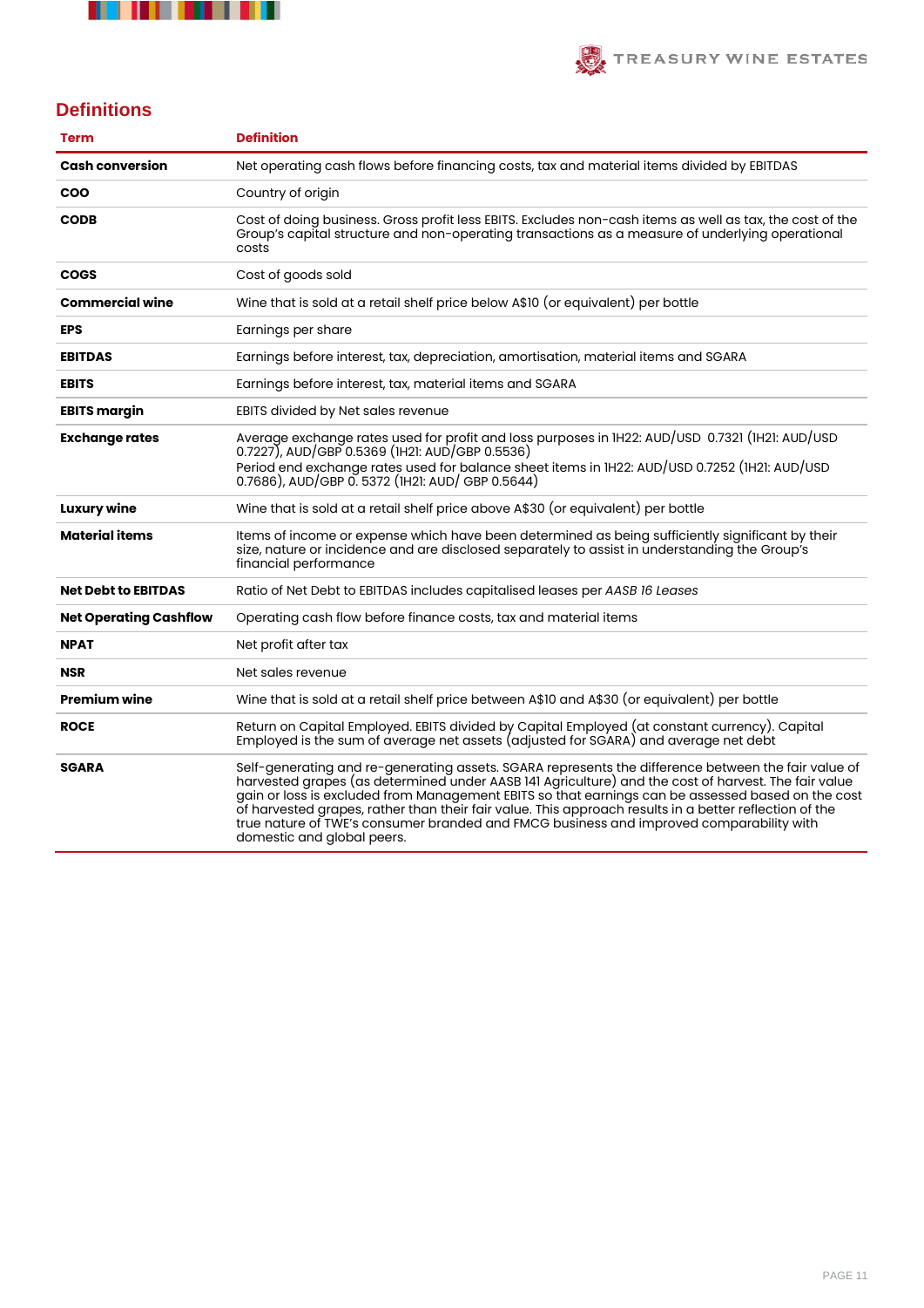## Definitions

| Term | Definition |
|---|---|
| **Cash conversion** | Net operating cash flows before financing costs, tax and material items divided by EBITDAS |
| **COO** | Country of origin |
| **CODB** | Cost of doing business. Gross profit less EBITS. Excludes non-cash items as well as tax, the cost of the Group's capital structure and non-operating transactions as a measure of underlying operational costs |
| **COGS** | Cost of goods sold |
| **Commercial wine** | Wine that is sold at a retail shelf price below A$10 (or equivalent) per bottle |
| **EPS** | Earnings per share |
| **EBITDAS** | Earnings before interest, tax, depreciation, amortisation, material items and SGARA |
| **EBITS** | Earnings before interest, tax, material items and SGARA |
| **EBITS margin** | EBITS divided by Net sales revenue |
| **Exchange rates** | Average exchange rates used for profit and loss purposes in 1H22: AUD/USD 0.7321 (1H21: AUD/USD 0.7227), AUD/GBP 0.5369 (1H21: AUD/GBP 0.5536)<br>Period end exchange rates used for balance sheet items in 1H22: AUD/USD 0.7252 (1H21: AUD/USD 0.7686), AUD/GBP 0. 5372 (1H21: AUD/ GBP 0.5644) |
| **Luxury wine** | Wine that is sold at a retail shelf price above A$30 (or equivalent) per bottle |
| **Material items** | Items of income or expense which have been determined as being sufficiently significant by their size, nature or incidence and are disclosed separately to assist in understanding the Group's financial performance |
| **Net Debt to EBITDAS** | Ratio of Net Debt to EBITDAS includes capitalised leases per *AASB 16 Leases* |
| **Net Operating Cashflow** | Operating cash flow before finance costs, tax and material items |
| **NPAT** | Net profit after tax |
| **NSR** | Net sales revenue |
| **Premium wine** | Wine that is sold at a retail shelf price between A$10 and A$30 (or equivalent) per bottle |
| **ROCE** | Return on Capital Employed. EBITS divided by Capital Employed (at constant currency). Capital Employed is the sum of average net assets (adjusted for SGARA) and average net debt |
| **SGARA** | Self-generating and re-generating assets. SGARA represents the difference between the fair value of harvested grapes (as determined under AASB 141 Agriculture) and the cost of harvest. The fair value gain or loss is excluded from Management EBITS so that earnings can be assessed based on the cost of harvested grapes, rather than their fair value. This approach results in a better reflection of the true nature of TWE's consumer branded and FMCG business and improved comparability with domestic and global peers. |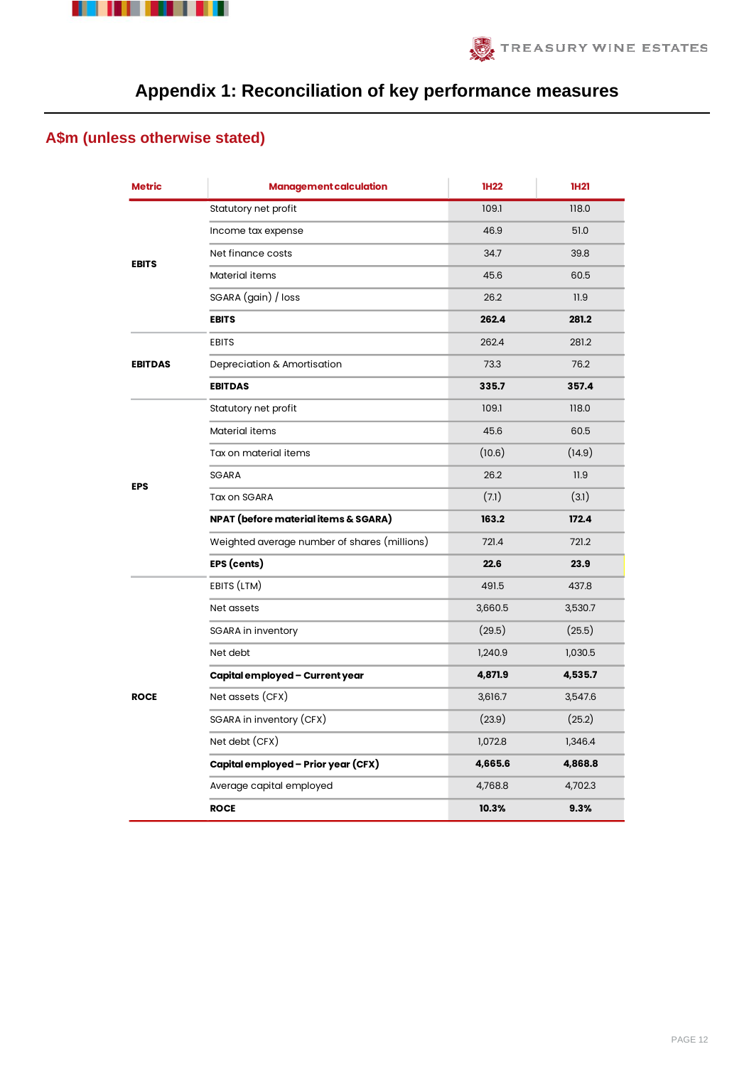# Appendix 1: Reconciliation of key performance measures

## A$m (unless otherwise stated)

| Metric | Management calculation | 1H22 | 1H21 |
|---|---|---|---|
| EBITS | Statutory net profit | 109.1 | 118.0 |
| | Income tax expense | 46.9 | 51.0 |
| | Net finance costs | 34.7 | 39.8 |
| | Material items | 45.6 | 60.5 |
| | SGARA (gain) / loss | 26.2 | 11.9 |
| | **EBITS** | **262.4** | **281.2** |
| EBITDAS | EBITS | 262.4 | 281.2 |
| | Depreciation & Amortisation | 73.3 | 76.2 |
| | **EBITDAS** | **335.7** | **357.4** |
| EPS | Statutory net profit | 109.1 | 118.0 |
| | Material items | 45.6 | 60.5 |
| | Tax on material items | (10.6) | (14.9) |
| | SGARA | 26.2 | 11.9 |
| | Tax on SGARA | (7.1) | (3.1) |
| | **NPAT (before material items & SGARA)** | **163.2** | **172.4** |
| | Weighted average number of shares (millions) | 721.4 | 721.2 |
| | **EPS (cents)** | **22.6** | **23.9** |
| ROCE | EBITS (LTM) | 491.5 | 437.8 |
| | Net assets | 3,660.5 | 3,530.7 |
| | SGARA in inventory | (29.5) | (25.5) |
| | Net debt | 1,240.9 | 1,030.5 |
| | **Capital employed – Current year** | **4,871.9** | **4,535.7** |
| | Net assets (CFX) | 3,616.7 | 3,547.6 |
| | SGARA in inventory (CFX) | (23.9) | (25.2) |
| | Net debt (CFX) | 1,072.8 | 1,346.4 |
| | **Capital employed – Prior year (CFX)** | **4,665.6** | **4,868.8** |
| | Average capital employed | 4,768.8 | 4,702.3 |
| | **ROCE** | **10.3%** | **9.3%** |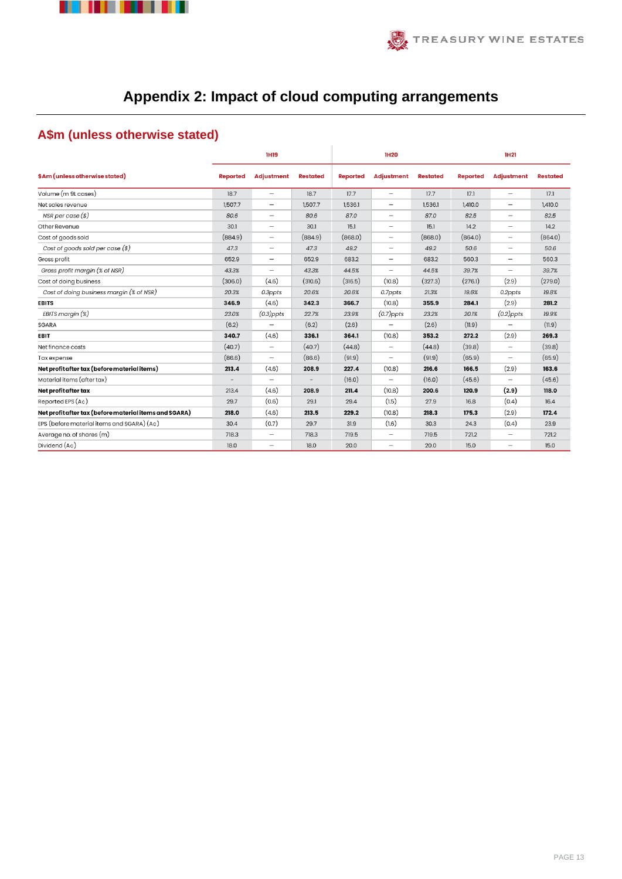# Appendix 2: Impact of cloud computing arrangements

## A$m (unless otherwise stated)

| $Am (unless otherwise stated) | 1H19 | | | 1H20 | | | 1H21 | | |
|---|---|---|---|---|---|---|---|---|---|
| | Reported | Adjustment | Restated | Reported | Adjustment | Restated | Reported | Adjustment | Restated |
| Volume (m 9L cases) | 18.7 | – | 18.7 | 17.7 | – | 17.7 | 17.1 | – | 17.1 |
| Net sales revenue | 1,507.7 | – | 1,507.7 | 1,536.1 | – | 1,536.1 | 1,410.0 | – | 1,410.0 |
| *NSR per case ($)* | *80.6* | – | *80.6* | *87.0* | – | *87.0* | *82.5* | – | *82.5* |
| Other Revenue | 30.1 | – | 30.1 | 15.1 | – | 15.1 | 14.2 | – | 14.2 |
| Cost of goods sold | (884.9) | – | (884.9) | (868.0) | – | (868.0) | (864.0) | – | (864.0) |
| *Cost of goods sold per case ($)* | *47.3* | – | *47.3* | *49.2* | – | *49.2* | *50.6* | – | *50.6* |
| Gross profit | 652.9 | – | 652.9 | 683.2 | – | 683.2 | 560.3 | – | 560.3 |
| *Gross profit margin (% of NSR)* | *43.3%* | – | *43.3%* | *44.5%* | – | *44.5%* | *39.7%* | – | *39.7%* |
| Cost of doing business | (306.0) | (4.6) | (310.6) | (316.5) | (10.8) | (327.3) | (276.1) | (2.9) | (279.0) |
| *Cost of doing business margin (% of NSR)* | *20.3%* | *0.3ppts* | *20.6%* | *20.6%* | *0.7ppts* | *21.3%* | *19.6%* | *0.2ppts* | *19.8%* |
| **EBITS** | **346.9** | (4.6) | **342.3** | **366.7** | (10.8) | **355.9** | **284.1** | (2.9) | **281.2** |
| *EBITS margin (%)* | *23.0%* | *(0.3)ppts* | *22.7%* | *23.9%* | *(0.7)ppts* | *23.2%* | *20.1%* | *(0.2)ppts* | *19.9%* |
| SGARA | (6.2) | – | (6.2) | (2.6) | – | (2.6) | (11.9) | – | (11.9) |
| **EBIT** | **340.7** | (4.6) | **336.1** | **364.1** | (10.8) | **353.2** | **272.2** | (2.9) | **269.3** |
| Net finance costs | (40.7) | – | (40.7) | (44.8) | – | (44.8) | (39.8) | – | (39.8) |
| Tax expense | (86.6) | – | (86.6) | (91.9) | – | (91.9) | (65.9) | – | (65.9) |
| **Net profit after tax (before material items)** | **213.4** | (4.6) | **208.9** | **227.4** | (10.8) | **216.6** | **166.5** | (2.9) | **163.6** |
| Material items (after tax) | - | – | - | (16.0) | – | (16.0) | (45.6) | – | (45.6) |
| **Net profit after tax** | 213.4 | (4.6) | **208.9** | **211.4** | (10.8) | **200.6** | **120.9** | **(2.9)** | **118.0** |
| Reported EPS (Ac) | 29.7 | (0.6) | 29.1 | 29.4 | (1.5) | 27.9 | 16.8 | (0.4) | 16.4 |
| **Net profit after tax (before material items and SGARA)** | **218.0** | (4.6) | **213.5** | **229.2** | (10.8) | **218.3** | **175.3** | (2.9) | **172.4** |
| EPS (before material items and SGARA) (Ac) | 30.4 | (0.7) | 29.7 | 31.9 | (1.6) | 30.3 | 24.3 | (0.4) | 23.9 |
| Average no. of shares (m) | 718.3 | – | 718.3 | 719.5 | – | 719.5 | 721.2 | – | 721.2 |
| Dividend (Ac) | 18.0 | – | 18.0 | 20.0 | – | 20.0 | 15.0 | – | 15.0 |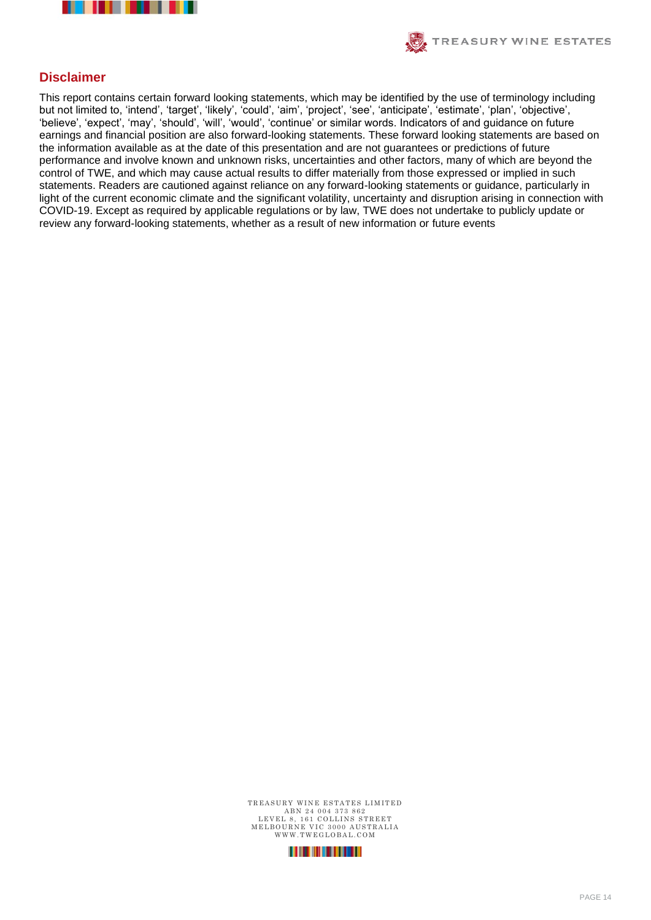## Disclaimer

This report contains certain forward looking statements, which may be identified by the use of terminology including but not limited to, 'intend', 'target', 'likely', 'could', 'aim', 'project', 'see', 'anticipate', 'estimate', 'plan', 'objective', 'believe', 'expect', 'may', 'should', 'will', 'would', 'continue' or similar words. Indicators of and guidance on future earnings and financial position are also forward-looking statements. These forward looking statements are based on the information available as at the date of this presentation and are not guarantees or predictions of future performance and involve known and unknown risks, uncertainties and other factors, many of which are beyond the control of TWE, and which may cause actual results to differ materially from those expressed or implied in such statements. Readers are cautioned against reliance on any forward-looking statements or guidance, particularly in light of the current economic climate and the significant volatility, uncertainty and disruption arising in connection with COVID-19. Except as required by applicable regulations or by law, TWE does not undertake to publicly update or review any forward-looking statements, whether as a result of new information or future events

TREASURY WINE ESTATES LIMITED
ABN 24 004 373 862
LEVEL 8, 161 COLLINS STREET
MELBOURNE VIC 3000 AUSTRALIA
WWW.TWEGLOBAL.COM